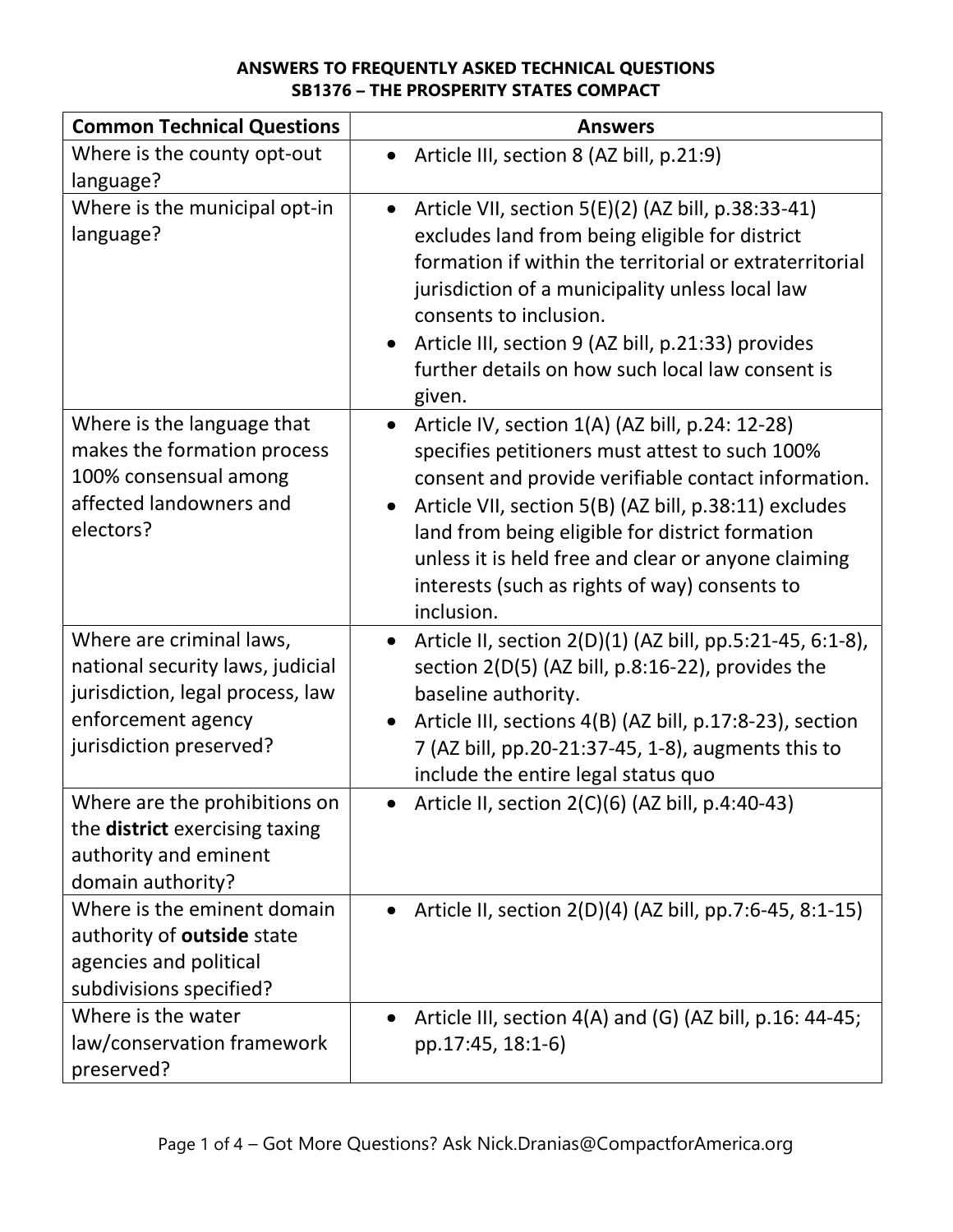# ANSWERS TO FREQUENTLY ASKED TECHNICAL QUESTIONS
# SB1376 – THE PROSPERITY STATES COMPACT

| Common Technical Questions | Answers |
|---|---|
| Where is the county opt-out language? | • Article III, section 8 (AZ bill, p.21:9) |
| Where is the municipal opt-in language? | • Article VII, section 5(E)(2) (AZ bill, p.38:33-41) excludes land from being eligible for district formation if within the territorial or extraterritorial jurisdiction of a municipality unless local law consents to inclusion.<br>• Article III, section 9 (AZ bill, p.21:33) provides further details on how such local law consent is given. |
| Where is the language that makes the formation process 100% consensual among affected landowners and electors? | • Article IV, section 1(A) (AZ bill, p.24: 12-28) specifies petitioners must attest to such 100% consent and provide verifiable contact information.<br>• Article VII, section 5(B) (AZ bill, p.38:11) excludes land from being eligible for district formation unless it is held free and clear or anyone claiming interests (such as rights of way) consents to inclusion. |
| Where are criminal laws, national security laws, judicial jurisdiction, legal process, law enforcement agency jurisdiction preserved? | • Article II, section 2(D)(1) (AZ bill, pp.5:21-45, 6:1-8), section 2(D(5) (AZ bill, p.8:16-22), provides the baseline authority.<br>• Article III, sections 4(B) (AZ bill, p.17:8-23), section 7 (AZ bill, pp.20-21:37-45, 1-8), augments this to include the entire legal status quo |
| Where are the prohibitions on the **district** exercising taxing authority and eminent domain authority? | • Article II, section 2(C)(6) (AZ bill, p.4:40-43) |
| Where is the eminent domain authority of **outside** state agencies and political subdivisions specified? | • Article II, section 2(D)(4) (AZ bill, pp.7:6-45, 8:1-15) |
| Where is the water law/conservation framework preserved? | • Article III, section 4(A) and (G) (AZ bill, p.16: 44-45; pp.17:45, 18:1-6) |

Got More Questions? Ask Nick.Dranias@CompactforAmerica.org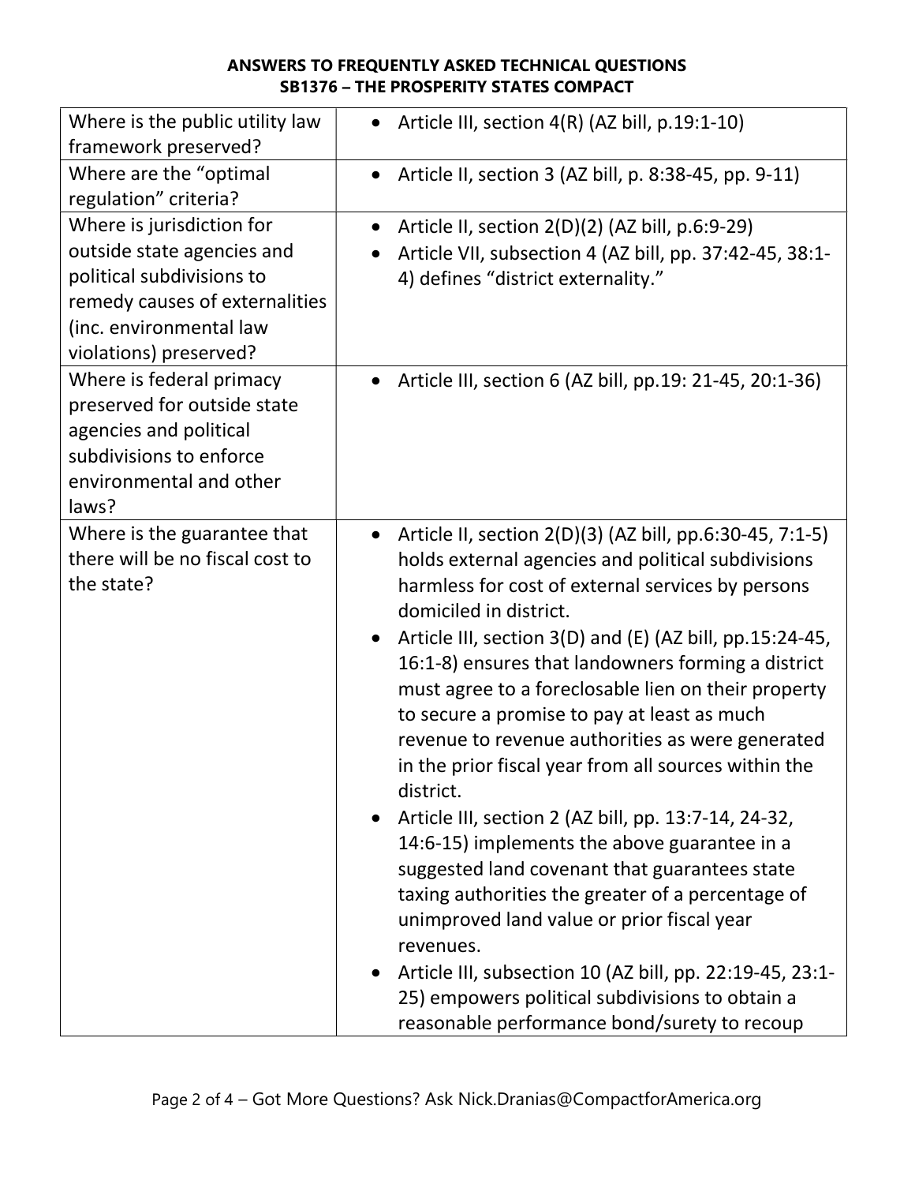**ANSWERS TO FREQUENTLY ASKED TECHNICAL QUESTIONS**
**SB1376 – THE PROSPERITY STATES COMPACT**

| | |
|---|---|
| Where is the public utility law framework preserved? | • Article III, section 4(R) (AZ bill, p.19:1-10) |
| Where are the "optimal regulation" criteria? | • Article II, section 3 (AZ bill, p. 8:38-45, pp. 9-11) |
| Where is jurisdiction for outside state agencies and political subdivisions to remedy causes of externalities (inc. environmental law violations) preserved? | • Article II, section 2(D)(2) (AZ bill, p.6:9-29)<br>• Article VII, subsection 4 (AZ bill, pp. 37:42-45, 38:1-4) defines "district externality." |
| Where is federal primacy preserved for outside state agencies and political subdivisions to enforce environmental and other laws? | • Article III, section 6 (AZ bill, pp.19: 21-45, 20:1-36) |
| Where is the guarantee that there will be no fiscal cost to the state? | • Article II, section 2(D)(3) (AZ bill, pp.6:30-45, 7:1-5) holds external agencies and political subdivisions harmless for cost of external services by persons domiciled in district.<br>• Article III, section 3(D) and (E) (AZ bill, pp.15:24-45, 16:1-8) ensures that landowners forming a district must agree to a foreclosable lien on their property to secure a promise to pay at least as much revenue to revenue authorities as were generated in the prior fiscal year from all sources within the district.<br>• Article III, section 2 (AZ bill, pp. 13:7-14, 24-32, 14:6-15) implements the above guarantee in a suggested land covenant that guarantees state taxing authorities the greater of a percentage of unimproved land value or prior fiscal year revenues.<br>• Article III, subsection 10 (AZ bill, pp. 22:19-45, 23:1-25) empowers political subdivisions to obtain a reasonable performance bond/surety to recoup |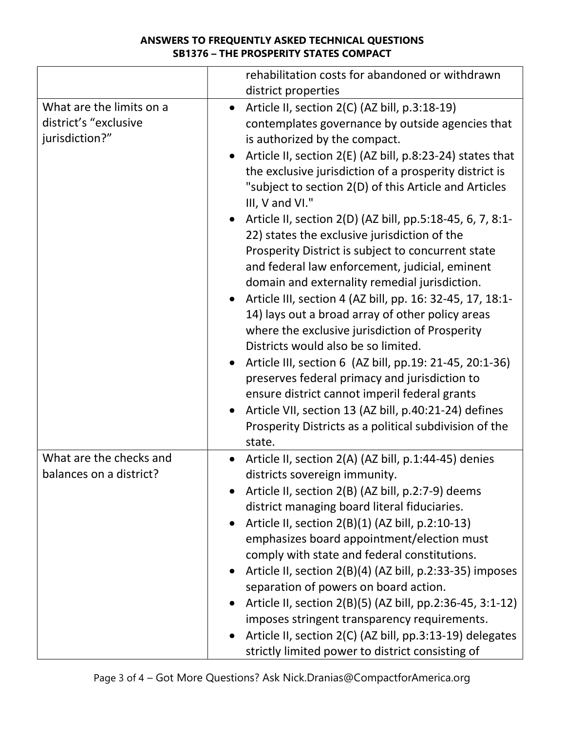| | |
|---|---|
| | rehabilitation costs for abandoned or withdrawn district properties |
| What are the limits on a district's "exclusive jurisdiction?" | • Article II, section 2(C) (AZ bill, p.3:18-19) contemplates governance by outside agencies that is authorized by the compact.<br>• Article II, section 2(E) (AZ bill, p.8:23-24) states that the exclusive jurisdiction of a prosperity district is "subject to section 2(D) of this Article and Articles III, V and VI."<br>• Article II, section 2(D) (AZ bill, pp.5:18-45, 6, 7, 8:1-22) states the exclusive jurisdiction of the Prosperity District is subject to concurrent state and federal law enforcement, judicial, eminent domain and externality remedial jurisdiction.<br>• Article III, section 4 (AZ bill, pp. 16: 32-45, 17, 18:1-14) lays out a broad array of other policy areas where the exclusive jurisdiction of Prosperity Districts would also be so limited.<br>• Article III, section 6 (AZ bill, pp.19: 21-45, 20:1-36) preserves federal primacy and jurisdiction to ensure district cannot imperil federal grants<br>• Article VII, section 13 (AZ bill, p.40:21-24) defines Prosperity Districts as a political subdivision of the state. |
| What are the checks and balances on a district? | • Article II, section 2(A) (AZ bill, p.1:44-45) denies districts sovereign immunity.<br>• Article II, section 2(B) (AZ bill, p.2:7-9) deems district managing board literal fiduciaries.<br>• Article II, section 2(B)(1) (AZ bill, p.2:10-13) emphasizes board appointment/election must comply with state and federal constitutions.<br>• Article II, section 2(B)(4) (AZ bill, p.2:33-35) imposes separation of powers on board action.<br>• Article II, section 2(B)(5) (AZ bill, pp.2:36-45, 3:1-12) imposes stringent transparency requirements.<br>• Article II, section 2(C) (AZ bill, pp.3:13-19) delegates strictly limited power to district consisting of |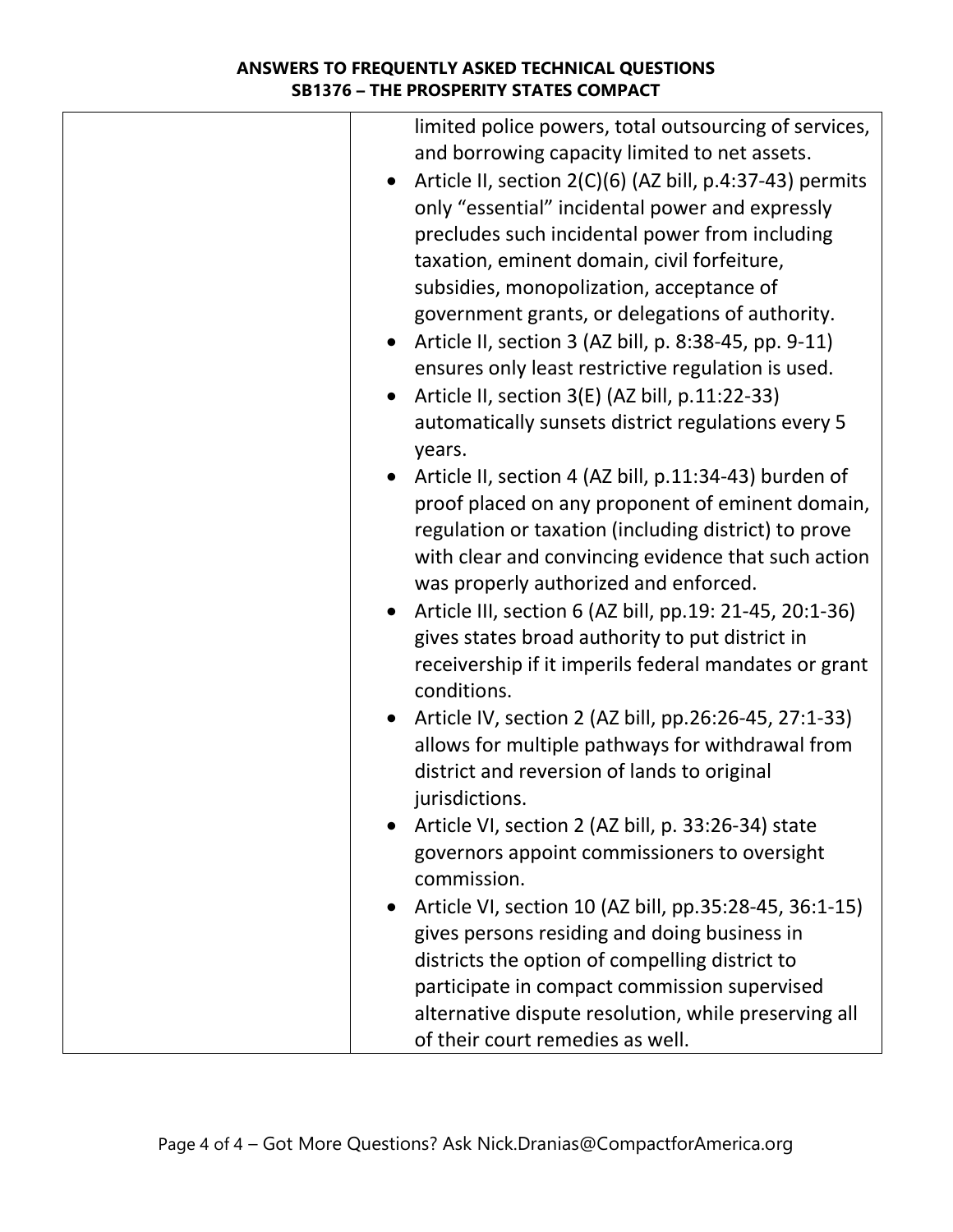| | |
|---|---|
| | limited police powers, total outsourcing of services, and borrowing capacity limited to net assets.<br>• Article II, section 2(C)(6) (AZ bill, p.4:37-43) permits only "essential" incidental power and expressly precludes such incidental power from including taxation, eminent domain, civil forfeiture, subsidies, monopolization, acceptance of government grants, or delegations of authority.<br>• Article II, section 3 (AZ bill, p. 8:38-45, pp. 9-11) ensures only least restrictive regulation is used.<br>• Article II, section 3(E) (AZ bill, p.11:22-33) automatically sunsets district regulations every 5 years.<br>• Article II, section 4 (AZ bill, p.11:34-43) burden of proof placed on any proponent of eminent domain, regulation or taxation (including district) to prove with clear and convincing evidence that such action was properly authorized and enforced.<br>• Article III, section 6 (AZ bill, pp.19: 21-45, 20:1-36) gives states broad authority to put district in receivership if it imperils federal mandates or grant conditions.<br>• Article IV, section 2 (AZ bill, pp.26:26-45, 27:1-33) allows for multiple pathways for withdrawal from district and reversion of lands to original jurisdictions.<br>• Article VI, section 2 (AZ bill, p. 33:26-34) state governors appoint commissioners to oversight commission.<br>• Article VI, section 10 (AZ bill, pp.35:28-45, 36:1-15) gives persons residing and doing business in districts the option of compelling district to participate in compact commission supervised alternative dispute resolution, while preserving all of their court remedies as well. |

Got More Questions? Ask Nick.Dranias@CompactforAmerica.org